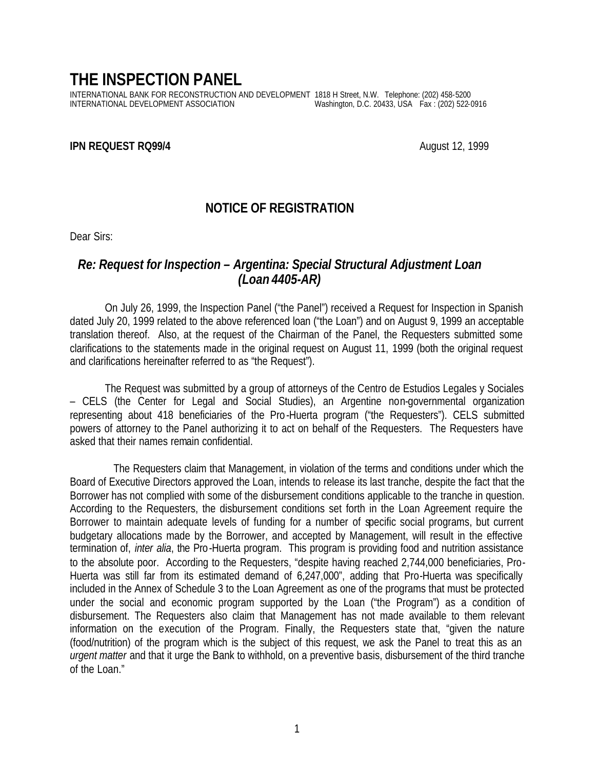# THE INSPECTION PANEL

INTERNATIONAL BANK FOR RECONSTRUCTION AND DEVELOPMENT 1818 H Street, N.W. Telephone: (202) 458-5200
INTERNATIONAL DEVELOPMENT ASSOCIATION Washington, D.C. 20433, USA Fax : (202) 522-0916

**IPN REQUEST RQ99/4** August 12, 1999

## NOTICE OF REGISTRATION

Dear Sirs:

### *Re: Request for Inspection – Argentina: Special Structural Adjustment Loan (Loan 4405-AR)*

On July 26, 1999, the Inspection Panel ("the Panel") received a Request for Inspection in Spanish dated July 20, 1999 related to the above referenced loan ("the Loan") and on August 9, 1999 an acceptable translation thereof. Also, at the request of the Chairman of the Panel, the Requesters submitted some clarifications to the statements made in the original request on August 11, 1999 (both the original request and clarifications hereinafter referred to as "the Request").

The Request was submitted by a group of attorneys of the Centro de Estudios Legales y Sociales – CELS (the Center for Legal and Social Studies), an Argentine non-governmental organization representing about 418 beneficiaries of the Pro-Huerta program ("the Requesters"). CELS submitted powers of attorney to the Panel authorizing it to act on behalf of the Requesters. The Requesters have asked that their names remain confidential.

The Requesters claim that Management, in violation of the terms and conditions under which the Board of Executive Directors approved the Loan, intends to release its last tranche, despite the fact that the Borrower has not complied with some of the disbursement conditions applicable to the tranche in question. According to the Requesters, the disbursement conditions set forth in the Loan Agreement require the Borrower to maintain adequate levels of funding for a number of specific social programs, but current budgetary allocations made by the Borrower, and accepted by Management, will result in the effective termination of, *inter alia*, the Pro-Huerta program. This program is providing food and nutrition assistance to the absolute poor. According to the Requesters, "despite having reached 2,744,000 beneficiaries, Pro-Huerta was still far from its estimated demand of 6,247,000", adding that Pro-Huerta was specifically included in the Annex of Schedule 3 to the Loan Agreement as one of the programs that must be protected under the social and economic program supported by the Loan ("the Program") as a condition of disbursement. The Requesters also claim that Management has not made available to them relevant information on the execution of the Program. Finally, the Requesters state that, "given the nature (food/nutrition) of the program which is the subject of this request, we ask the Panel to treat this as an *urgent matter* and that it urge the Bank to withhold, on a preventive basis, disbursement of the third tranche of the Loan."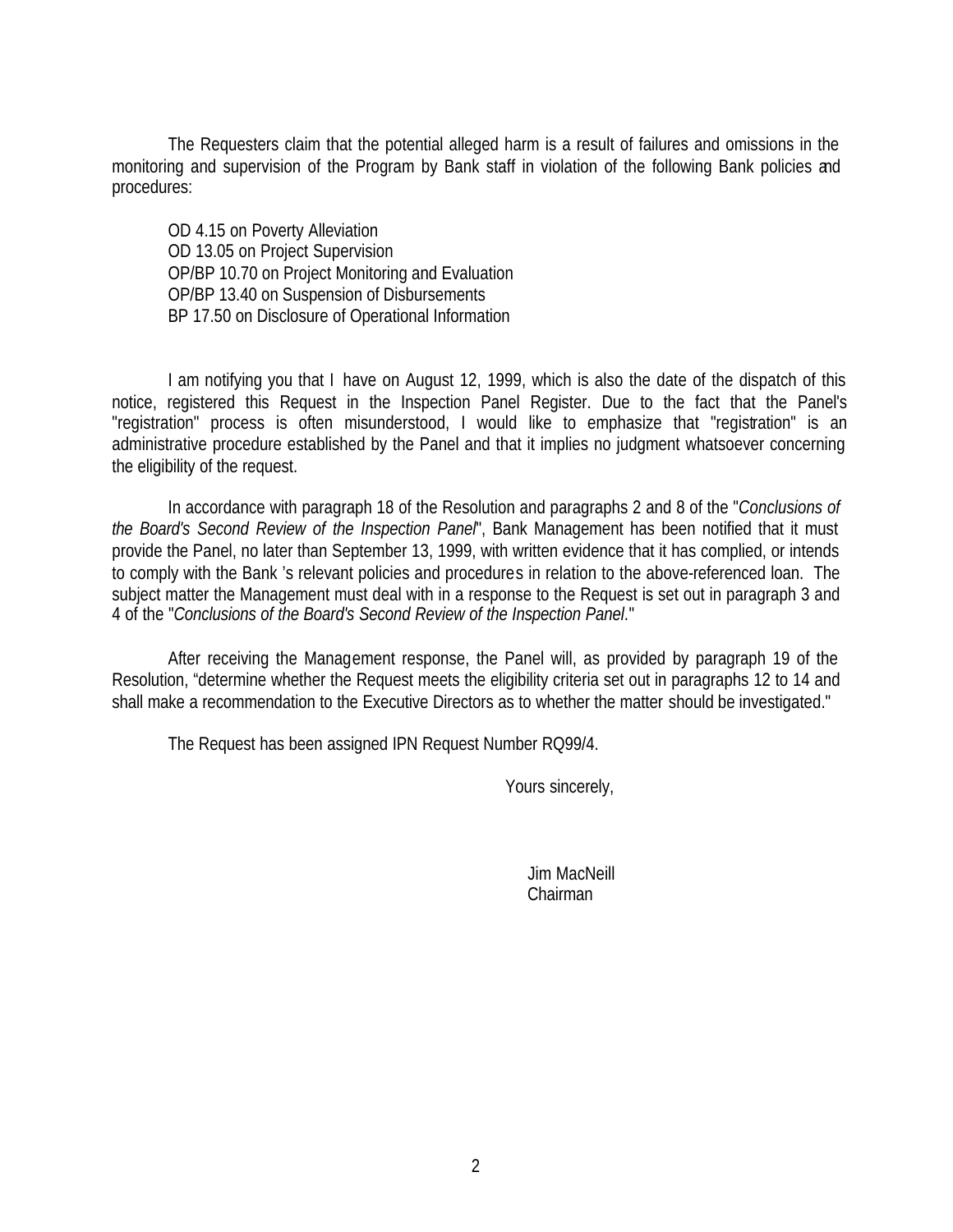The Requesters claim that the potential alleged harm is a result of failures and omissions in the monitoring and supervision of the Program by Bank staff in violation of the following Bank policies and procedures:

OD 4.15 on Poverty Alleviation
OD 13.05 on Project Supervision
OP/BP 10.70 on Project Monitoring and Evaluation
OP/BP 13.40 on Suspension of Disbursements
BP 17.50 on Disclosure of Operational Information

I am notifying you that I have on August 12, 1999, which is also the date of the dispatch of this notice, registered this Request in the Inspection Panel Register. Due to the fact that the Panel's "registration" process is often misunderstood, I would like to emphasize that "registration" is an administrative procedure established by the Panel and that it implies no judgment whatsoever concerning the eligibility of the request.

In accordance with paragraph 18 of the Resolution and paragraphs 2 and 8 of the "*Conclusions of the Board's Second Review of the Inspection Panel*", Bank Management has been notified that it must provide the Panel, no later than September 13, 1999, with written evidence that it has complied, or intends to comply with the Bank's relevant policies and procedures in relation to the above-referenced loan. The subject matter the Management must deal with in a response to the Request is set out in paragraph 3 and 4 of the "*Conclusions of the Board's Second Review of the Inspection Panel*."

After receiving the Management response, the Panel will, as provided by paragraph 19 of the Resolution, "determine whether the Request meets the eligibility criteria set out in paragraphs 12 to 14 and shall make a recommendation to the Executive Directors as to whether the matter should be investigated."

The Request has been assigned IPN Request Number RQ99/4.

Yours sincerely,

Jim MacNeill
Chairman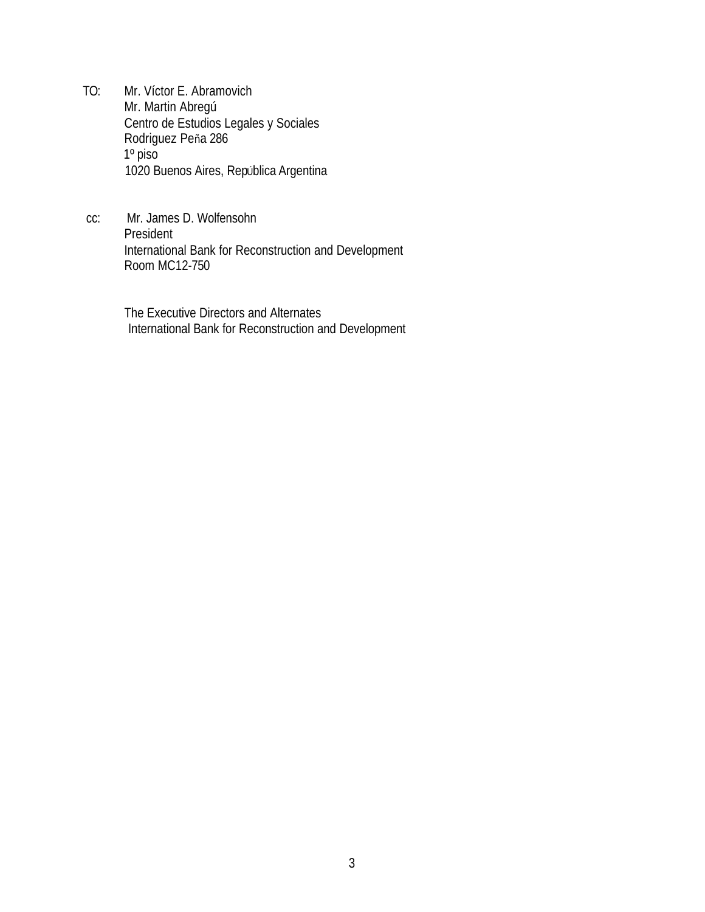TO: Mr. Víctor E. Abramovich
Mr. Martin Abregú
Centro de Estudios Legales y Sociales
Rodriguez Peña 286
1º piso
1020 Buenos Aires, República Argentina

cc: Mr. James D. Wolfensohn
President
International Bank for Reconstruction and Development
Room MC12-750

The Executive Directors and Alternates
International Bank for Reconstruction and Development